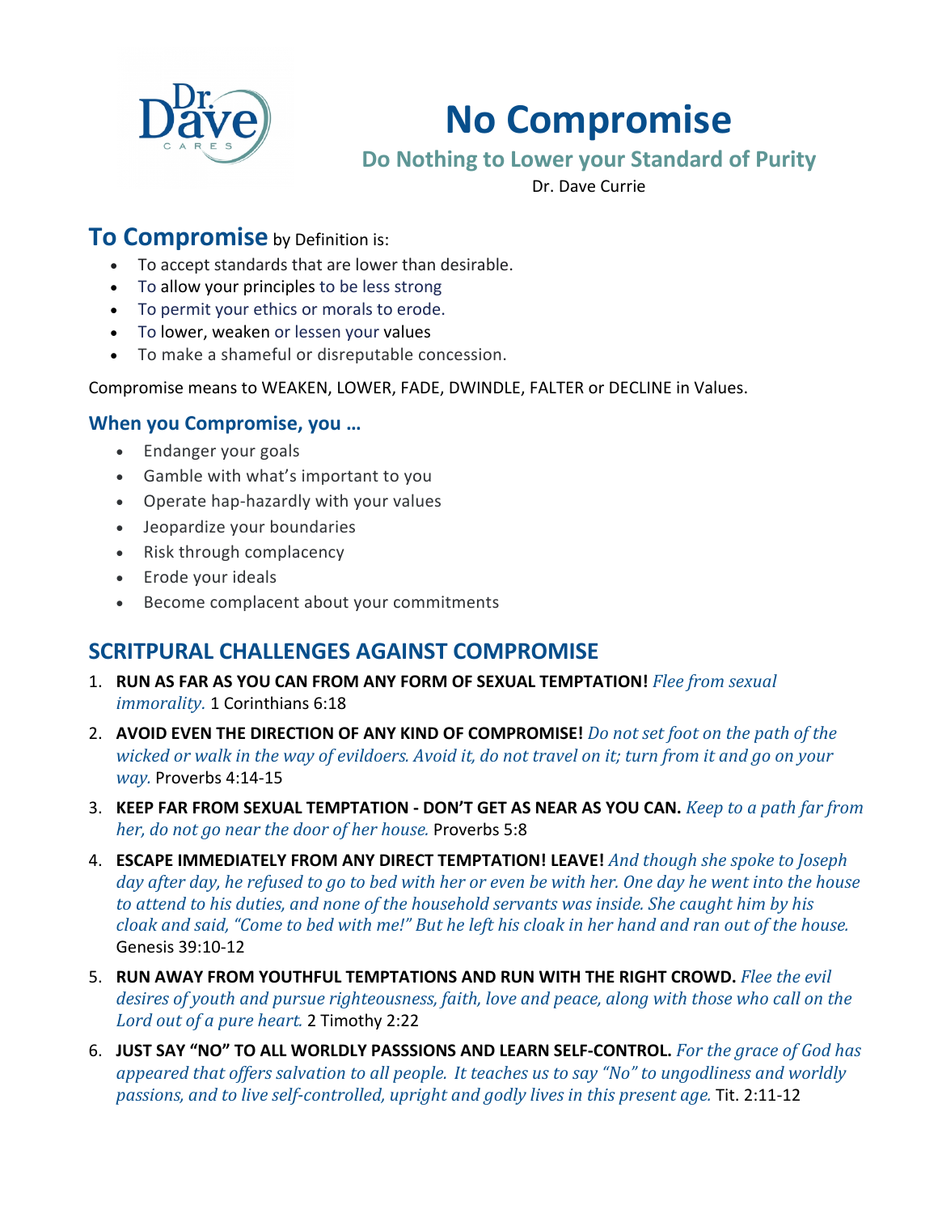# No Compromise

## Do Nothing to Lower your Standard of Purity

Dr. Dave Currie

## To Compromise by Definition is:

- To accept standards that are lower than desirable.
- To allow your principles to be less strong
- To permit your ethics or morals to erode.
- To lower, weaken or lessen your values
- To make a shameful or disreputable concession.

Compromise means to WEAKEN, LOWER, FADE, DWINDLE, FALTER or DECLINE in Values.

### When you Compromise, you …

- Endanger your goals
- Gamble with what's important to you
- Operate hap-hazardly with your values
- Jeopardize your boundaries
- Risk through complacency
- Erode your ideals
- Become complacent about your commitments

## SCRITPURAL CHALLENGES AGAINST COMPROMISE

1. **RUN AS FAR AS YOU CAN FROM ANY FORM OF SEXUAL TEMPTATION!** *Flee from sexual immorality.* 1 Corinthians 6:18
2. **AVOID EVEN THE DIRECTION OF ANY KIND OF COMPROMISE!** *Do not set foot on the path of the wicked or walk in the way of evildoers. Avoid it, do not travel on it; turn from it and go on your way.* Proverbs 4:14-15
3. **KEEP FAR FROM SEXUAL TEMPTATION - DON'T GET AS NEAR AS YOU CAN.** *Keep to a path far from her, do not go near the door of her house.* Proverbs 5:8
4. **ESCAPE IMMEDIATELY FROM ANY DIRECT TEMPTATION! LEAVE!** *And though she spoke to Joseph day after day, he refused to go to bed with her or even be with her. One day he went into the house to attend to his duties, and none of the household servants was inside. She caught him by his cloak and said, "Come to bed with me!" But he left his cloak in her hand and ran out of the house.* Genesis 39:10-12
5. **RUN AWAY FROM YOUTHFUL TEMPTATIONS AND RUN WITH THE RIGHT CROWD.** *Flee the evil desires of youth and pursue righteousness, faith, love and peace, along with those who call on the Lord out of a pure heart.* 2 Timothy 2:22
6. **JUST SAY "NO" TO ALL WORLDLY PASSSIONS AND LEARN SELF-CONTROL.** *For the grace of God has appeared that offers salvation to all people. It teaches us to say "No" to ungodliness and worldly passions, and to live self-controlled, upright and godly lives in this present age.* Tit. 2:11-12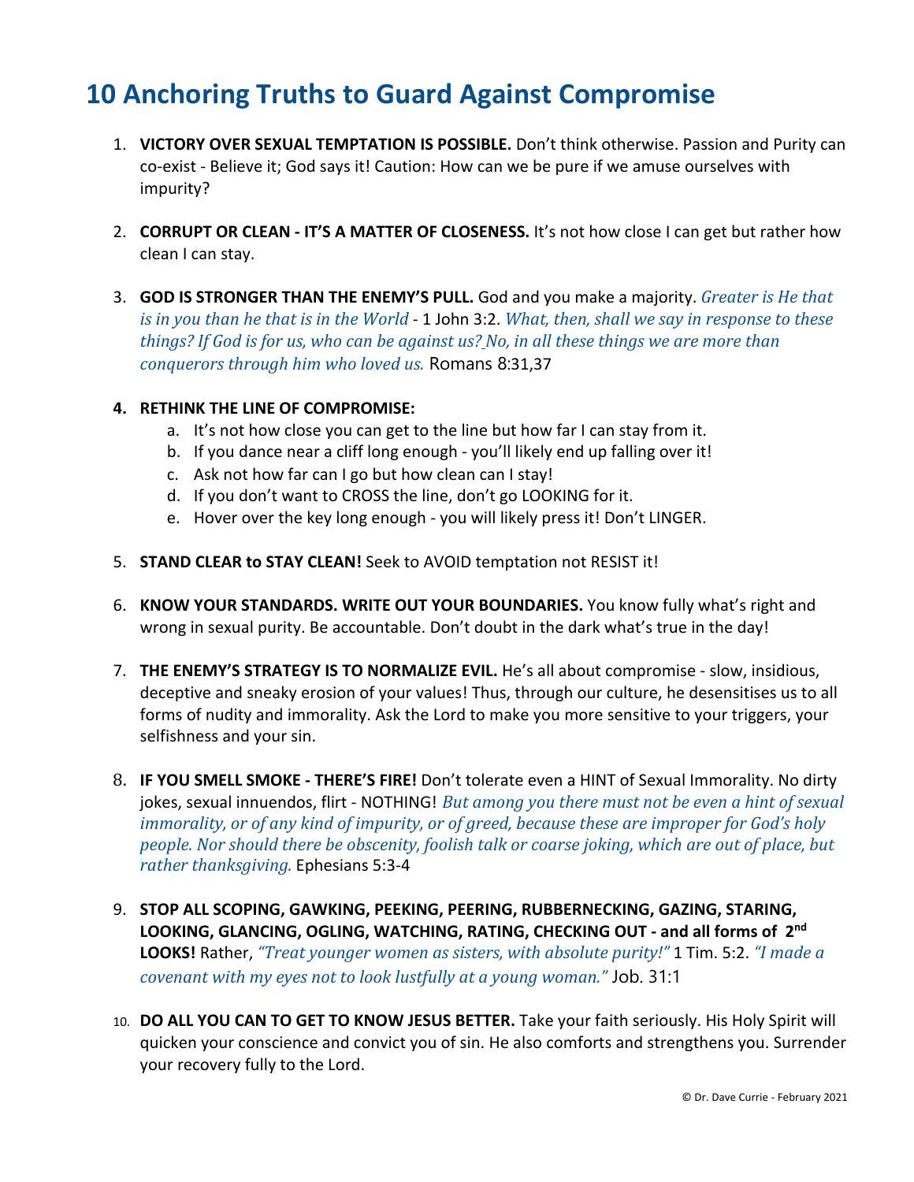# 10 Anchoring Truths to Guard Against Compromise

1. **VICTORY OVER SEXUAL TEMPTATION IS POSSIBLE.** Don't think otherwise. Passion and Purity can co-exist - Believe it; God says it! Caution: How can we be pure if we amuse ourselves with impurity?

2. **CORRUPT OR CLEAN - IT'S A MATTER OF CLOSENESS.** It's not how close I can get but rather how clean I can stay.

3. **GOD IS STRONGER THAN THE ENEMY'S PULL.** God and you make a majority. *Greater is He that is in you than he that is in the World* - 1 John 3:2. *What, then, shall we say in response to these things? If God is for us, who can be against us? No, in all these things we are more than conquerors through him who loved us.* Romans 8:31,37

4. **RETHINK THE LINE OF COMPROMISE:**
   a. It's not how close you can get to the line but how far I can stay from it.
   b. If you dance near a cliff long enough - you'll likely end up falling over it!
   c. Ask not how far can I go but how clean can I stay!
   d. If you don't want to CROSS the line, don't go LOOKING for it.
   e. Hover over the key long enough - you will likely press it! Don't LINGER.

5. **STAND CLEAR to STAY CLEAN!** Seek to AVOID temptation not RESIST it!

6. **KNOW YOUR STANDARDS. WRITE OUT YOUR BOUNDARIES.** You know fully what's right and wrong in sexual purity. Be accountable. Don't doubt in the dark what's true in the day!

7. **THE ENEMY'S STRATEGY IS TO NORMALIZE EVIL.** He's all about compromise - slow, insidious, deceptive and sneaky erosion of your values! Thus, through our culture, he desensitises us to all forms of nudity and immorality. Ask the Lord to make you more sensitive to your triggers, your selfishness and your sin.

8. **IF YOU SMELL SMOKE - THERE'S FIRE!** Don't tolerate even a HINT of Sexual Immorality. No dirty jokes, sexual innuendos, flirt - NOTHING! *But among you there must not be even a hint of sexual immorality, or of any kind of impurity, or of greed, because these are improper for God's holy people. Nor should there be obscenity, foolish talk or coarse joking, which are out of place, but rather thanksgiving.* Ephesians 5:3-4

9. **STOP ALL SCOPING, GAWKING, PEEKING, PEERING, RUBBERNECKING, GAZING, STARING, LOOKING, GLANCING, OGLING, WATCHING, RATING, CHECKING OUT - and all forms of 2nd LOOKS!** Rather, *"Treat younger women as sisters, with absolute purity!"* 1 Tim. 5:2. *"I made a covenant with my eyes not to look lustfully at a young woman."* Job. 31:1

10. **DO ALL YOU CAN TO GET TO KNOW JESUS BETTER.** Take your faith seriously. His Holy Spirit will quicken your conscience and convict you of sin. He also comforts and strengthens you. Surrender your recovery fully to the Lord.

© Dr. Dave Currie - February 2021